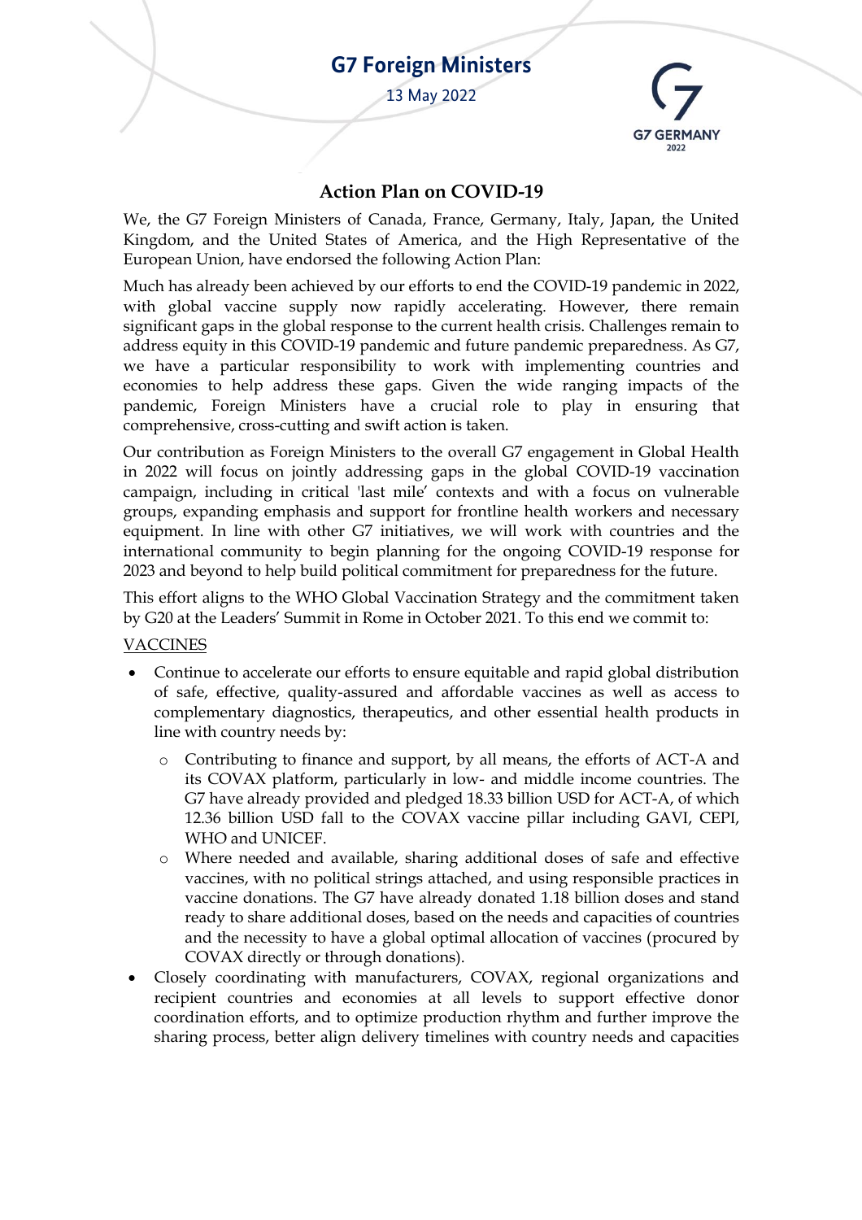# G7 Foreign Ministers

13 May 2022

G7 GERMANY 2022

## Action Plan on COVID-19

We, the G7 Foreign Ministers of Canada, France, Germany, Italy, Japan, the United Kingdom, and the United States of America, and the High Representative of the European Union, have endorsed the following Action Plan:

Much has already been achieved by our efforts to end the COVID-19 pandemic in 2022, with global vaccine supply now rapidly accelerating. However, there remain significant gaps in the global response to the current health crisis. Challenges remain to address equity in this COVID-19 pandemic and future pandemic preparedness. As G7, we have a particular responsibility to work with implementing countries and economies to help address these gaps. Given the wide ranging impacts of the pandemic, Foreign Ministers have a crucial role to play in ensuring that comprehensive, cross-cutting and swift action is taken.

Our contribution as Foreign Ministers to the overall G7 engagement in Global Health in 2022 will focus on jointly addressing gaps in the global COVID-19 vaccination campaign, including in critical 'last mile' contexts and with a focus on vulnerable groups, expanding emphasis and support for frontline health workers and necessary equipment. In line with other G7 initiatives, we will work with countries and the international community to begin planning for the ongoing COVID-19 response for 2023 and beyond to help build political commitment for preparedness for the future.

This effort aligns to the WHO Global Vaccination Strategy and the commitment taken by G20 at the Leaders' Summit in Rome in October 2021. To this end we commit to:

<u>VACCINES</u>

- Continue to accelerate our efforts to ensure equitable and rapid global distribution of safe, effective, quality-assured and affordable vaccines as well as access to complementary diagnostics, therapeutics, and other essential health products in line with country needs by:
  - Contributing to finance and support, by all means, the efforts of ACT-A and its COVAX platform, particularly in low- and middle income countries. The G7 have already provided and pledged 18.33 billion USD for ACT-A, of which 12.36 billion USD fall to the COVAX vaccine pillar including GAVI, CEPI, WHO and UNICEF.
  - Where needed and available, sharing additional doses of safe and effective vaccines, with no political strings attached, and using responsible practices in vaccine donations. The G7 have already donated 1.18 billion doses and stand ready to share additional doses, based on the needs and capacities of countries and the necessity to have a global optimal allocation of vaccines (procured by COVAX directly or through donations).
- Closely coordinating with manufacturers, COVAX, regional organizations and recipient countries and economies at all levels to support effective donor coordination efforts, and to optimize production rhythm and further improve the sharing process, better align delivery timelines with country needs and capacities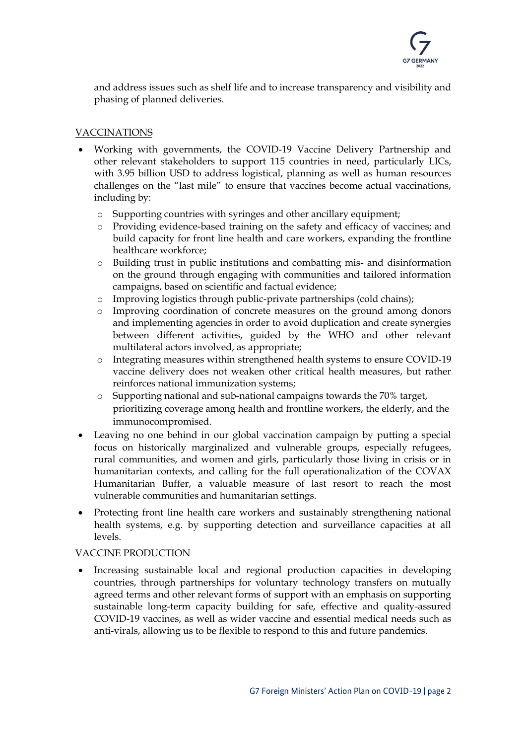and address issues such as shelf life and to increase transparency and visibility and phasing of planned deliveries.

VACCINATIONS

- Working with governments, the COVID-19 Vaccine Delivery Partnership and other relevant stakeholders to support 115 countries in need, particularly LICs, with 3.95 billion USD to address logistical, planning as well as human resources challenges on the "last mile" to ensure that vaccines become actual vaccinations, including by:
  - Supporting countries with syringes and other ancillary equipment;
  - Providing evidence-based training on the safety and efficacy of vaccines; and build capacity for front line health and care workers, expanding the frontline healthcare workforce;
  - Building trust in public institutions and combatting mis- and disinformation on the ground through engaging with communities and tailored information campaigns, based on scientific and factual evidence;
  - Improving logistics through public-private partnerships (cold chains);
  - Improving coordination of concrete measures on the ground among donors and implementing agencies in order to avoid duplication and create synergies between different activities, guided by the WHO and other relevant multilateral actors involved, as appropriate;
  - Integrating measures within strengthened health systems to ensure COVID-19 vaccine delivery does not weaken other critical health measures, but rather reinforces national immunization systems;
  - Supporting national and sub-national campaigns towards the 70% target, prioritizing coverage among health and frontline workers, the elderly, and the immunocompromised.
- Leaving no one behind in our global vaccination campaign by putting a special focus on historically marginalized and vulnerable groups, especially refugees, rural communities, and women and girls, particularly those living in crisis or in humanitarian contexts, and calling for the full operationalization of the COVAX Humanitarian Buffer, a valuable measure of last resort to reach the most vulnerable communities and humanitarian settings.
- Protecting front line health care workers and sustainably strengthening national health systems, e.g. by supporting detection and surveillance capacities at all levels.

VACCINE PRODUCTION

- Increasing sustainable local and regional production capacities in developing countries, through partnerships for voluntary technology transfers on mutually agreed terms and other relevant forms of support with an emphasis on supporting sustainable long-term capacity building for safe, effective and quality-assured COVID-19 vaccines, as well as wider vaccine and essential medical needs such as anti-virals, allowing us to be flexible to respond to this and future pandemics.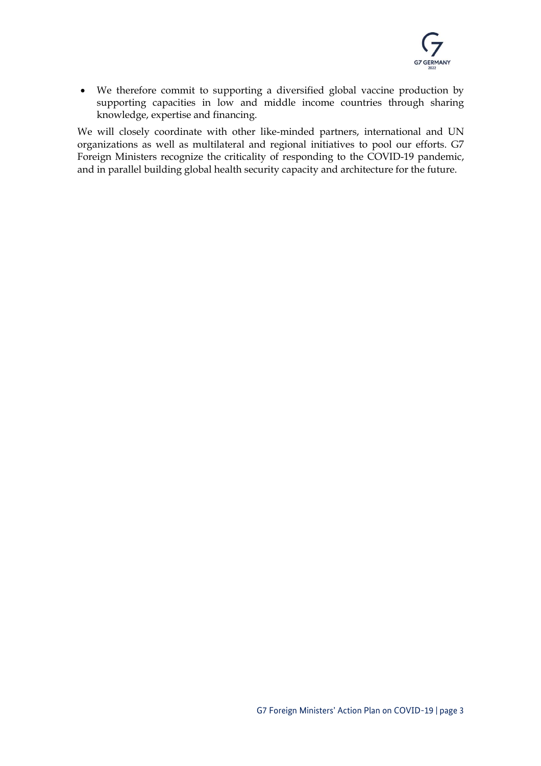- We therefore commit to supporting a diversified global vaccine production by supporting capacities in low and middle income countries through sharing knowledge, expertise and financing.

We will closely coordinate with other like-minded partners, international and UN organizations as well as multilateral and regional initiatives to pool our efforts. G7 Foreign Ministers recognize the criticality of responding to the COVID-19 pandemic, and in parallel building global health security capacity and architecture for the future.